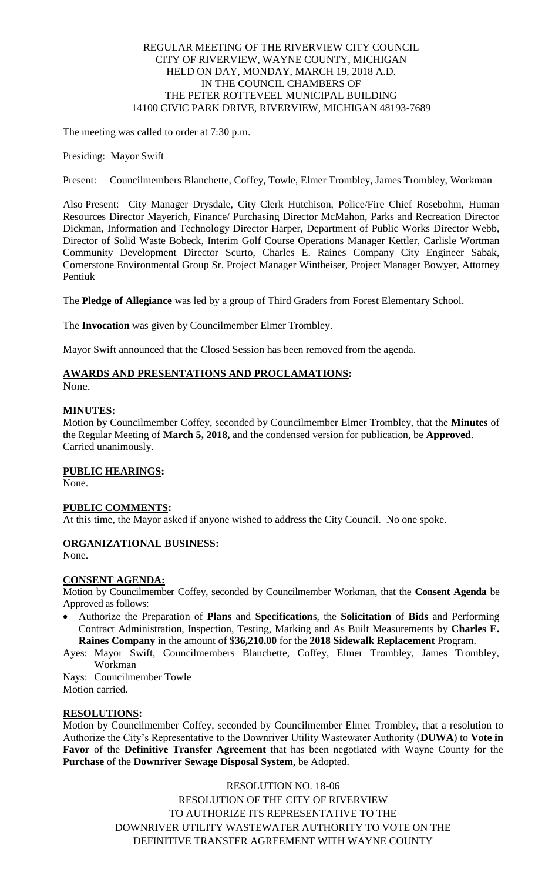REGULAR MEETING OF THE RIVERVIEW CITY COUNCIL
CITY OF RIVERVIEW, WAYNE COUNTY, MICHIGAN
HELD ON DAY, MONDAY, MARCH 19, 2018 A.D.
IN THE COUNCIL CHAMBERS OF
THE PETER ROTTEVEEL MUNICIPAL BUILDING
14100 CIVIC PARK DRIVE, RIVERVIEW, MICHIGAN 48193-7689

The meeting was called to order at 7:30 p.m.

Presiding: Mayor Swift

Present: Councilmembers Blanchette, Coffey, Towle, Elmer Trombley, James Trombley, Workman

Also Present: City Manager Drysdale, City Clerk Hutchison, Police/Fire Chief Rosebohm, Human Resources Director Mayerich, Finance/ Purchasing Director McMahon, Parks and Recreation Director Dickman, Information and Technology Director Harper, Department of Public Works Director Webb, Director of Solid Waste Bobeck, Interim Golf Course Operations Manager Kettler, Carlisle Wortman Community Development Director Scurto, Charles E. Raines Company City Engineer Sabak, Cornerstone Environmental Group Sr. Project Manager Wintheiser, Project Manager Bowyer, Attorney Pentiuk

The **Pledge of Allegiance** was led by a group of Third Graders from Forest Elementary School.

The **Invocation** was given by Councilmember Elmer Trombley.

Mayor Swift announced that the Closed Session has been removed from the agenda.

**AWARDS AND PRESENTATIONS AND PROCLAMATIONS:**
None.

**MINUTES:**
Motion by Councilmember Coffey, seconded by Councilmember Elmer Trombley, that the **Minutes** of the Regular Meeting of **March 5, 2018,** and the condensed version for publication, be **Approved**. Carried unanimously.

**PUBLIC HEARINGS:**
None.

**PUBLIC COMMENTS:**
At this time, the Mayor asked if anyone wished to address the City Council. No one spoke.

**ORGANIZATIONAL BUSINESS:**
None.

**CONSENT AGENDA:**
Motion by Councilmember Coffey, seconded by Councilmember Workman, that the **Consent Agenda** be Approved as follows:

- Authorize the Preparation of **Plans** and **Specification**s, the **Solicitation** of **Bids** and Performing Contract Administration, Inspection, Testing, Marking and As Built Measurements by **Charles E. Raines Company** in the amount of $**36,210.00** for the **2018 Sidewalk Replacement** Program.

Ayes: Mayor Swift, Councilmembers Blanchette, Coffey, Elmer Trombley, James Trombley, Workman
Nays: Councilmember Towle
Motion carried.

**RESOLUTIONS:**
Motion by Councilmember Coffey, seconded by Councilmember Elmer Trombley, that a resolution to Authorize the City's Representative to the Downriver Utility Wastewater Authority (**DUWA**) to **Vote in Favor** of the **Definitive Transfer Agreement** that has been negotiated with Wayne County for the **Purchase** of the **Downriver Sewage Disposal System**, be Adopted.

RESOLUTION NO. 18-06
RESOLUTION OF THE CITY OF RIVERVIEW
TO AUTHORIZE ITS REPRESENTATIVE TO THE
DOWNRIVER UTILITY WASTEWATER AUTHORITY TO VOTE ON THE
DEFINITIVE TRANSFER AGREEMENT WITH WAYNE COUNTY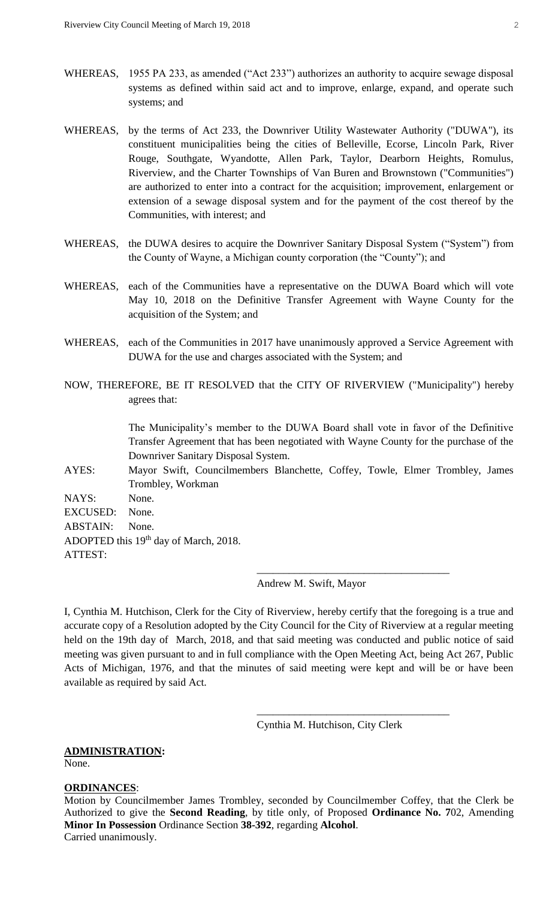WHEREAS, 1955 PA 233, as amended ("Act 233") authorizes an authority to acquire sewage disposal systems as defined within said act and to improve, enlarge, expand, and operate such systems; and

WHEREAS, by the terms of Act 233, the Downriver Utility Wastewater Authority ("DUWA"), its constituent municipalities being the cities of Belleville, Ecorse, Lincoln Park, River Rouge, Southgate, Wyandotte, Allen Park, Taylor, Dearborn Heights, Romulus, Riverview, and the Charter Townships of Van Buren and Brownstown ("Communities") are authorized to enter into a contract for the acquisition; improvement, enlargement or extension of a sewage disposal system and for the payment of the cost thereof by the Communities, with interest; and

WHEREAS, the DUWA desires to acquire the Downriver Sanitary Disposal System ("System") from the County of Wayne, a Michigan county corporation (the "County"); and

WHEREAS, each of the Communities have a representative on the DUWA Board which will vote May 10, 2018 on the Definitive Transfer Agreement with Wayne County for the acquisition of the System; and

WHEREAS, each of the Communities in 2017 have unanimously approved a Service Agreement with DUWA for the use and charges associated with the System; and

NOW, THEREFORE, BE IT RESOLVED that the CITY OF RIVERVIEW ("Municipality") hereby agrees that:

The Municipality's member to the DUWA Board shall vote in favor of the Definitive Transfer Agreement that has been negotiated with Wayne County for the purchase of the Downriver Sanitary Disposal System.

AYES: Mayor Swift, Councilmembers Blanchette, Coffey, Towle, Elmer Trombley, James Trombley, Workman

NAYS: None.

EXCUSED: None.

ABSTAIN: None.

ADOPTED this 19th day of March, 2018.

ATTEST:

\_\_\_\_\_\_\_\_\_\_\_\_\_\_\_\_\_\_\_\_\_\_\_\_\_\_\_\_\_\_\_\_\_\_\_\_

Andrew M. Swift, Mayor

I, Cynthia M. Hutchison, Clerk for the City of Riverview, hereby certify that the foregoing is a true and accurate copy of a Resolution adopted by the City Council for the City of Riverview at a regular meeting held on the 19th day of March, 2018, and that said meeting was conducted and public notice of said meeting was given pursuant to and in full compliance with the Open Meeting Act, being Act 267, Public Acts of Michigan, 1976, and that the minutes of said meeting were kept and will be or have been available as required by said Act.

\_\_\_\_\_\_\_\_\_\_\_\_\_\_\_\_\_\_\_\_\_\_\_\_\_\_\_\_\_\_\_\_\_\_\_\_

Cynthia M. Hutchison, City Clerk

**ADMINISTRATION:**

None.

**ORDINANCES**:

Motion by Councilmember James Trombley, seconded by Councilmember Coffey, that the Clerk be Authorized to give the **Second Reading**, by title only, of Proposed **Ordinance No. 7**02, Amending **Minor In Possession** Ordinance Section **38-392**, regarding **Alcohol**.
Carried unanimously.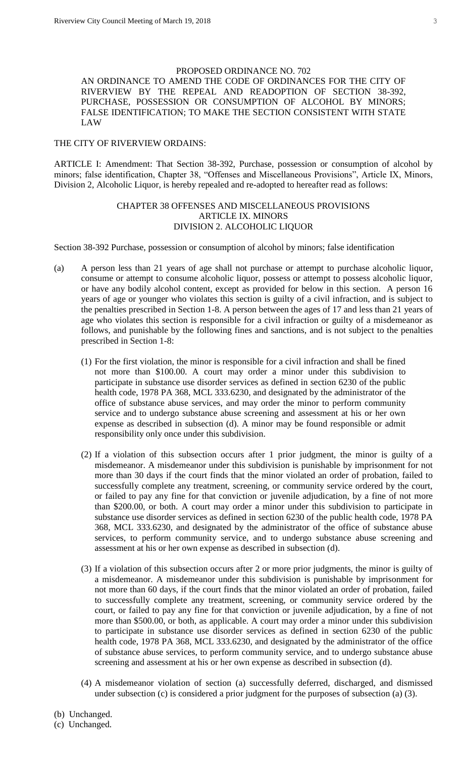PROPOSED ORDINANCE NO. 702

AN ORDINANCE TO AMEND THE CODE OF ORDINANCES FOR THE CITY OF RIVERVIEW BY THE REPEAL AND READOPTION OF SECTION 38-392, PURCHASE, POSSESSION OR CONSUMPTION OF ALCOHOL BY MINORS; FALSE IDENTIFICATION; TO MAKE THE SECTION CONSISTENT WITH STATE LAW

THE CITY OF RIVERVIEW ORDAINS:

ARTICLE I: Amendment: That Section 38-392, Purchase, possession or consumption of alcohol by minors; false identification, Chapter 38, "Offenses and Miscellaneous Provisions", Article IX, Minors, Division 2, Alcoholic Liquor, is hereby repealed and re-adopted to hereafter read as follows:

CHAPTER 38 OFFENSES AND MISCELLANEOUS PROVISIONS
ARTICLE IX. MINORS
DIVISION 2. ALCOHOLIC LIQUOR

Section 38-392 Purchase, possession or consumption of alcohol by minors; false identification

(a) A person less than 21 years of age shall not purchase or attempt to purchase alcoholic liquor, consume or attempt to consume alcoholic liquor, possess or attempt to possess alcoholic liquor, or have any bodily alcohol content, except as provided for below in this section. A person 16 years of age or younger who violates this section is guilty of a civil infraction, and is subject to the penalties prescribed in Section 1-8. A person between the ages of 17 and less than 21 years of age who violates this section is responsible for a civil infraction or guilty of a misdemeanor as follows, and punishable by the following fines and sanctions, and is not subject to the penalties prescribed in Section 1-8:

(1) For the first violation, the minor is responsible for a civil infraction and shall be fined not more than $100.00. A court may order a minor under this subdivision to participate in substance use disorder services as defined in section 6230 of the public health code, 1978 PA 368, MCL 333.6230, and designated by the administrator of the office of substance abuse services, and may order the minor to perform community service and to undergo substance abuse screening and assessment at his or her own expense as described in subsection (d). A minor may be found responsible or admit responsibility only once under this subdivision.

(2) If a violation of this subsection occurs after 1 prior judgment, the minor is guilty of a misdemeanor. A misdemeanor under this subdivision is punishable by imprisonment for not more than 30 days if the court finds that the minor violated an order of probation, failed to successfully complete any treatment, screening, or community service ordered by the court, or failed to pay any fine for that conviction or juvenile adjudication, by a fine of not more than $200.00, or both. A court may order a minor under this subdivision to participate in substance use disorder services as defined in section 6230 of the public health code, 1978 PA 368, MCL 333.6230, and designated by the administrator of the office of substance abuse services, to perform community service, and to undergo substance abuse screening and assessment at his or her own expense as described in subsection (d).

(3) If a violation of this subsection occurs after 2 or more prior judgments, the minor is guilty of a misdemeanor. A misdemeanor under this subdivision is punishable by imprisonment for not more than 60 days, if the court finds that the minor violated an order of probation, failed to successfully complete any treatment, screening, or community service ordered by the court, or failed to pay any fine for that conviction or juvenile adjudication, by a fine of not more than $500.00, or both, as applicable. A court may order a minor under this subdivision to participate in substance use disorder services as defined in section 6230 of the public health code, 1978 PA 368, MCL 333.6230, and designated by the administrator of the office of substance abuse services, to perform community service, and to undergo substance abuse screening and assessment at his or her own expense as described in subsection (d).

(4) A misdemeanor violation of section (a) successfully deferred, discharged, and dismissed under subsection (c) is considered a prior judgment for the purposes of subsection (a) (3).

(b) Unchanged.

(c) Unchanged.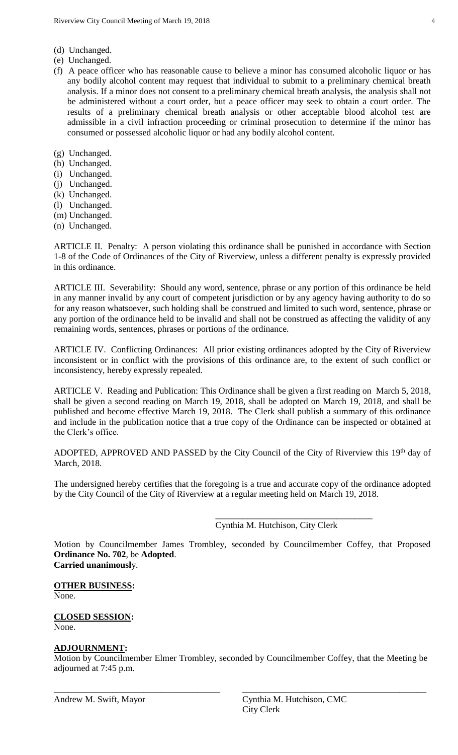(d) Unchanged.
(e) Unchanged.
(f) A peace officer who has reasonable cause to believe a minor has consumed alcoholic liquor or has any bodily alcohol content may request that individual to submit to a preliminary chemical breath analysis. If a minor does not consent to a preliminary chemical breath analysis, the analysis shall not be administered without a court order, but a peace officer may seek to obtain a court order. The results of a preliminary chemical breath analysis or other acceptable blood alcohol test are admissible in a civil infraction proceeding or criminal prosecution to determine if the minor has consumed or possessed alcoholic liquor or had any bodily alcohol content.

(g) Unchanged.
(h) Unchanged.
(i) Unchanged.
(j) Unchanged.
(k) Unchanged.
(l) Unchanged.
(m) Unchanged.
(n) Unchanged.

ARTICLE II. Penalty: A person violating this ordinance shall be punished in accordance with Section 1-8 of the Code of Ordinances of the City of Riverview, unless a different penalty is expressly provided in this ordinance.

ARTICLE III. Severability: Should any word, sentence, phrase or any portion of this ordinance be held in any manner invalid by any court of competent jurisdiction or by any agency having authority to do so for any reason whatsoever, such holding shall be construed and limited to such word, sentence, phrase or any portion of the ordinance held to be invalid and shall not be construed as affecting the validity of any remaining words, sentences, phrases or portions of the ordinance.

ARTICLE IV. Conflicting Ordinances: All prior existing ordinances adopted by the City of Riverview inconsistent or in conflict with the provisions of this ordinance are, to the extent of such conflict or inconsistency, hereby expressly repealed.

ARTICLE V. Reading and Publication: This Ordinance shall be given a first reading on March 5, 2018, shall be given a second reading on March 19, 2018, shall be adopted on March 19, 2018, and shall be published and become effective March 19, 2018. The Clerk shall publish a summary of this ordinance and include in the publication notice that a true copy of the Ordinance can be inspected or obtained at the Clerk's office.

ADOPTED, APPROVED AND PASSED by the City Council of the City of Riverview this 19th day of March, 2018.

The undersigned hereby certifies that the foregoing is a true and accurate copy of the ordinance adopted by the City Council of the City of Riverview at a regular meeting held on March 19, 2018.

\_\_\_\_\_\_\_\_\_\_\_\_\_\_\_\_\_\_\_\_\_\_\_\_\_\_\_\_\_\_\_\_\_\_\_\_

Cynthia M. Hutchison, City Clerk

Motion by Councilmember James Trombley, seconded by Councilmember Coffey, that Proposed **Ordinance No. 702**, be **Adopted**.
**Carried unanimously**.

**OTHER BUSINESS:**
None.

**CLOSED SESSION:**
None.

**ADJOURNMENT:**
Motion by Councilmember Elmer Trombley, seconded by Councilmember Coffey, that the Meeting be adjourned at 7:45 p.m.

\_\_\_\_\_\_\_\_\_\_\_\_\_\_\_\_\_\_\_\_\_\_\_\_\_\_\_\_\_\_\_\_\_\_\_\_

Andrew M. Swift, Mayor

\_\_\_\_\_\_\_\_\_\_\_\_\_\_\_\_\_\_\_\_\_\_\_\_\_\_\_\_\_\_\_\_\_\_\_\_

Cynthia M. Hutchison, CMC
City Clerk